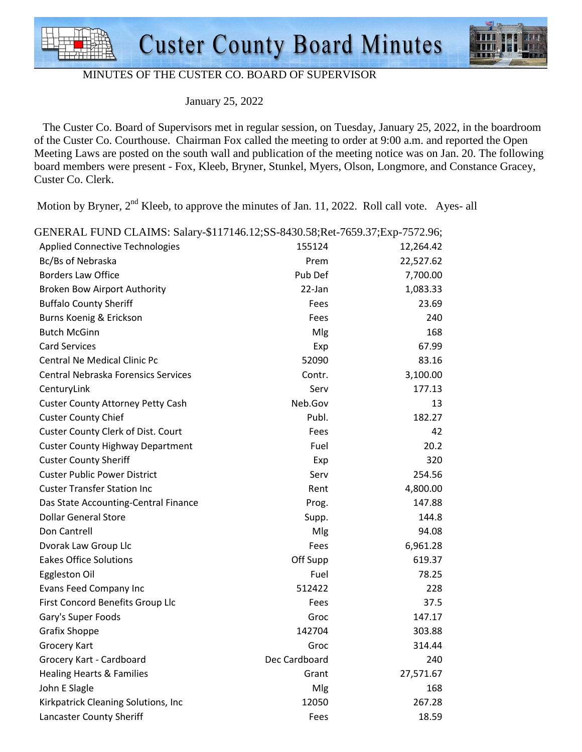# Custer County Board Minutes

MINUTES OF THE CUSTER CO. BOARD OF SUPERVISOR

January 25, 2022

The Custer Co. Board of Supervisors met in regular session, on Tuesday, January 25, 2022, in the boardroom of the Custer Co. Courthouse. Chairman Fox called the meeting to order at 9:00 a.m. and reported the Open Meeting Laws are posted on the south wall and publication of the meeting notice was on Jan. 20. The following board members were present - Fox, Kleeb, Bryner, Stunkel, Myers, Olson, Longmore, and Constance Gracey, Custer Co. Clerk.

Motion by Bryner, 2nd Kleeb, to approve the minutes of Jan. 11, 2022. Roll call vote. Ayes- all

GENERAL FUND CLAIMS: Salary-$117146.12;SS-8430.58;Ret-7659.37;Exp-7572.96;

| | | |
|---|---|---|
| Applied Connective Technologies | 155124 | 12,264.42 |
| Bc/Bs of Nebraska | Prem | 22,527.62 |
| Borders Law Office | Pub Def | 7,700.00 |
| Broken Bow Airport Authority | 22-Jan | 1,083.33 |
| Buffalo County Sheriff | Fees | 23.69 |
| Burns Koenig & Erickson | Fees | 240 |
| Butch McGinn | Mlg | 168 |
| Card Services | Exp | 67.99 |
| Central Ne Medical Clinic Pc | 52090 | 83.16 |
| Central Nebraska Forensics Services | Contr. | 3,100.00 |
| CenturyLink | Serv | 177.13 |
| Custer County Attorney Petty Cash | Neb.Gov | 13 |
| Custer County Chief | Publ. | 182.27 |
| Custer County Clerk of Dist. Court | Fees | 42 |
| Custer County Highway Department | Fuel | 20.2 |
| Custer County Sheriff | Exp | 320 |
| Custer Public Power District | Serv | 254.56 |
| Custer Transfer Station Inc | Rent | 4,800.00 |
| Das State Accounting-Central Finance | Prog. | 147.88 |
| Dollar General Store | Supp. | 144.8 |
| Don Cantrell | Mlg | 94.08 |
| Dvorak Law Group Llc | Fees | 6,961.28 |
| Eakes Office Solutions | Off Supp | 619.37 |
| Eggleston Oil | Fuel | 78.25 |
| Evans Feed Company Inc | 512422 | 228 |
| First Concord Benefits Group Llc | Fees | 37.5 |
| Gary's Super Foods | Groc | 147.17 |
| Grafix Shoppe | 142704 | 303.88 |
| Grocery Kart | Groc | 314.44 |
| Grocery Kart - Cardboard | Dec Cardboard | 240 |
| Healing Hearts & Families | Grant | 27,571.67 |
| John E Slagle | Mlg | 168 |
| Kirkpatrick Cleaning Solutions, Inc | 12050 | 267.28 |
| Lancaster County Sheriff | Fees | 18.59 |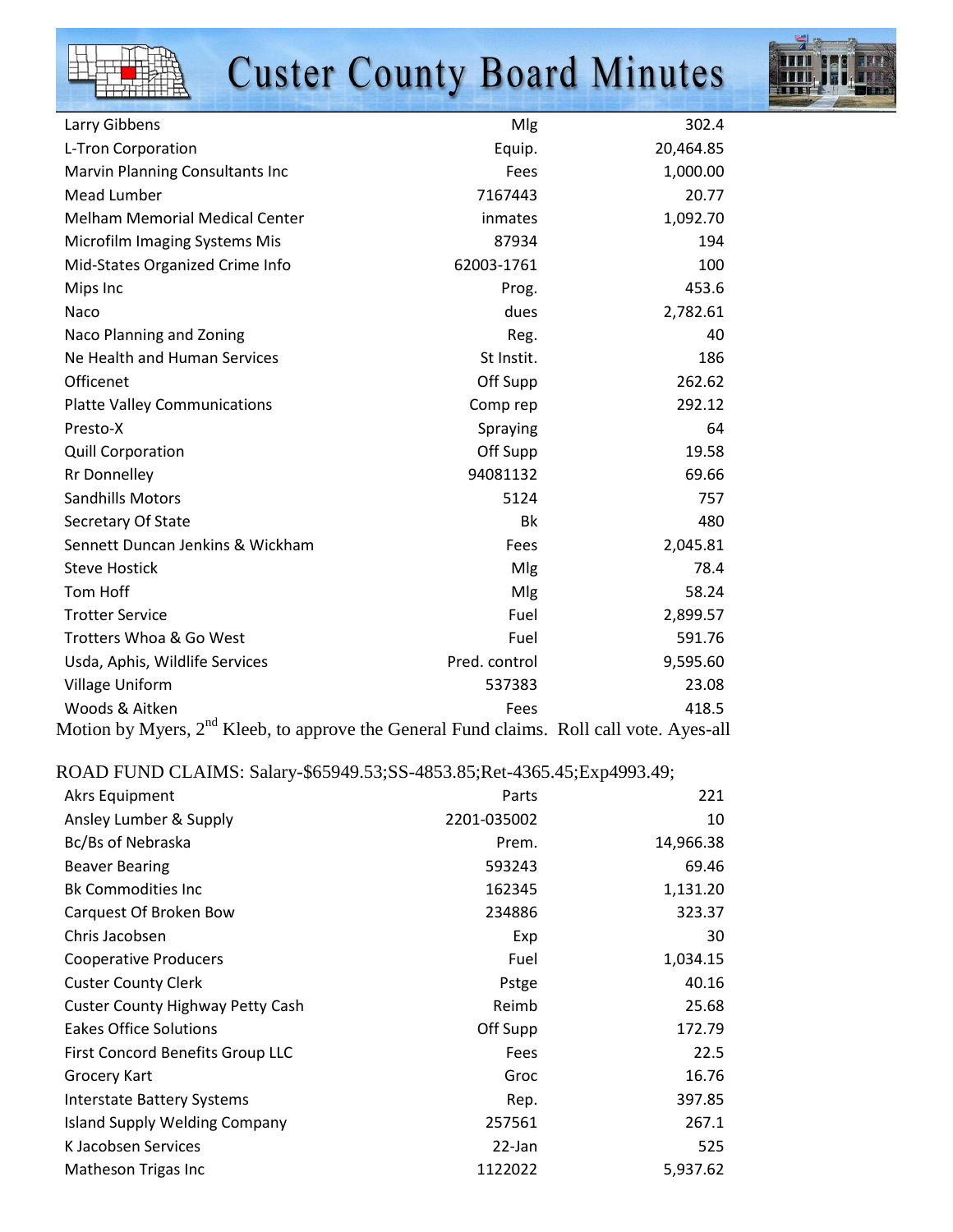| | | |
|---|---|---|
| Larry Gibbens | Mlg | 302.4 |
| L-Tron Corporation | Equip. | 20,464.85 |
| Marvin Planning Consultants Inc | Fees | 1,000.00 |
| Mead Lumber | 7167443 | 20.77 |
| Melham Memorial Medical Center | inmates | 1,092.70 |
| Microfilm Imaging Systems Mis | 87934 | 194 |
| Mid-States Organized Crime Info | 62003-1761 | 100 |
| Mips Inc | Prog. | 453.6 |
| Naco | dues | 2,782.61 |
| Naco Planning and Zoning | Reg. | 40 |
| Ne Health and Human Services | St Instit. | 186 |
| Officenet | Off Supp | 262.62 |
| Platte Valley Communications | Comp rep | 292.12 |
| Presto-X | Spraying | 64 |
| Quill Corporation | Off Supp | 19.58 |
| Rr Donnelley | 94081132 | 69.66 |
| Sandhills Motors | 5124 | 757 |
| Secretary Of State | Bk | 480 |
| Sennett Duncan Jenkins & Wickham | Fees | 2,045.81 |
| Steve Hostick | Mlg | 78.4 |
| Tom Hoff | Mlg | 58.24 |
| Trotter Service | Fuel | 2,899.57 |
| Trotters Whoa & Go West | Fuel | 591.76 |
| Usda, Aphis, Wildlife Services | Pred. control | 9,595.60 |
| Village Uniform | 537383 | 23.08 |
| Woods & Aitken | Fees | 418.5 |

Motion by Myers, 2nd Kleeb, to approve the General Fund claims. Roll call vote. Ayes-all

ROAD FUND CLAIMS: Salary-$65949.53;SS-4853.85;Ret-4365.45;Exp4993.49;

| | | |
|---|---|---|
| Akrs Equipment | Parts | 221 |
| Ansley Lumber & Supply | 2201-035002 | 10 |
| Bc/Bs of Nebraska | Prem. | 14,966.38 |
| Beaver Bearing | 593243 | 69.46 |
| Bk Commodities Inc | 162345 | 1,131.20 |
| Carquest Of Broken Bow | 234886 | 323.37 |
| Chris Jacobsen | Exp | 30 |
| Cooperative Producers | Fuel | 1,034.15 |
| Custer County Clerk | Pstge | 40.16 |
| Custer County Highway Petty Cash | Reimb | 25.68 |
| Eakes Office Solutions | Off Supp | 172.79 |
| First Concord Benefits Group LLC | Fees | 22.5 |
| Grocery Kart | Groc | 16.76 |
| Interstate Battery Systems | Rep. | 397.85 |
| Island Supply Welding Company | 257561 | 267.1 |
| K Jacobsen Services | 22-Jan | 525 |
| Matheson Trigas Inc | 1122022 | 5,937.62 |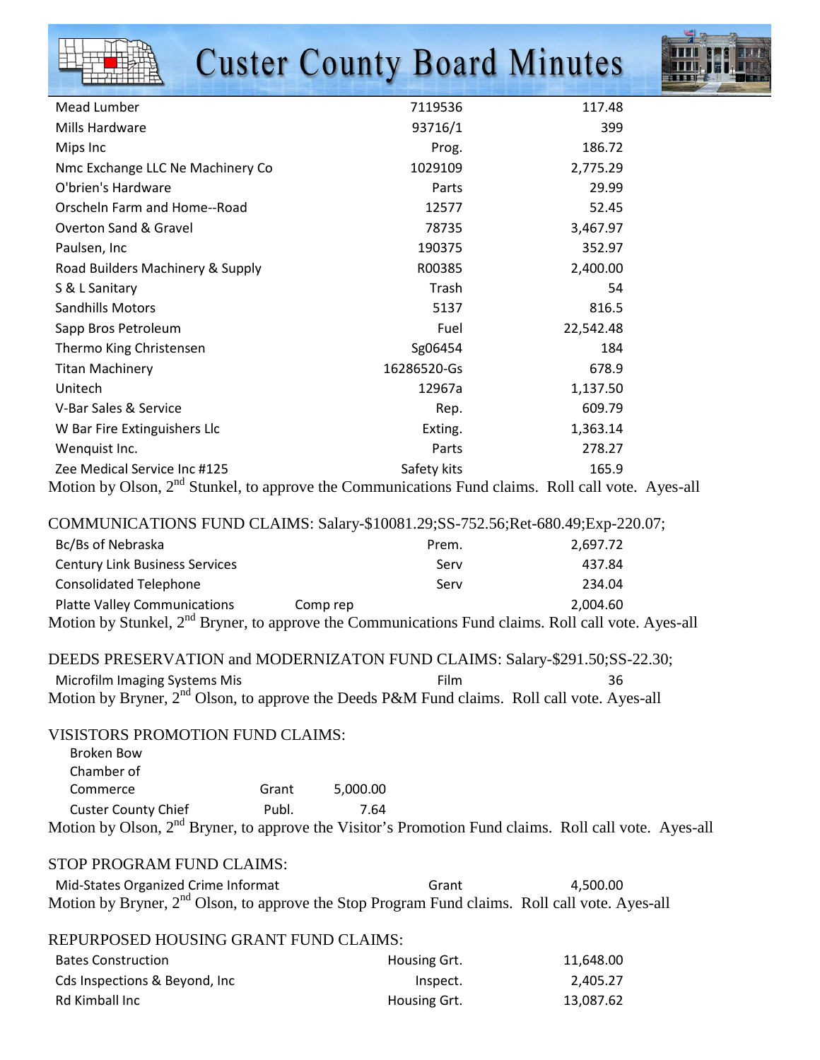| | | |
|---|---|---|
| Mead Lumber | 7119536 | 117.48 |
| Mills Hardware | 93716/1 | 399 |
| Mips Inc | Prog. | 186.72 |
| Nmc Exchange LLC Ne Machinery Co | 1029109 | 2,775.29 |
| O'brien's Hardware | Parts | 29.99 |
| Orscheln Farm and Home--Road | 12577 | 52.45 |
| Overton Sand & Gravel | 78735 | 3,467.97 |
| Paulsen, Inc | 190375 | 352.97 |
| Road Builders Machinery & Supply | R00385 | 2,400.00 |
| S & L Sanitary | Trash | 54 |
| Sandhills Motors | 5137 | 816.5 |
| Sapp Bros Petroleum | Fuel | 22,542.48 |
| Thermo King Christensen | Sg06454 | 184 |
| Titan Machinery | 16286520-Gs | 678.9 |
| Unitech | 12967a | 1,137.50 |
| V-Bar Sales & Service | Rep. | 609.79 |
| W Bar Fire Extinguishers Llc | Exting. | 1,363.14 |
| Wenquist Inc. | Parts | 278.27 |
| Zee Medical Service Inc #125 | Safety kits | 165.9 |

Motion by Olson, 2nd Stunkel, to approve the Communications Fund claims. Roll call vote. Ayes-all

COMMUNICATIONS FUND CLAIMS: Salary-$10081.29;SS-752.56;Ret-680.49;Exp-220.07;

| | | |
|---|---|---|
| Bc/Bs of Nebraska | Prem. | 2,697.72 |
| Century Link Business Services | Serv | 437.84 |
| Consolidated Telephone | Serv | 234.04 |
| Platte Valley Communications | Comp rep | 2,004.60 |

Motion by Stunkel, 2nd Bryner, to approve the Communications Fund claims. Roll call vote. Ayes-all

DEEDS PRESERVATION and MODERNIZATON FUND CLAIMS: Salary-$291.50;SS-22.30;

| | | |
|---|---|---|
| Microfilm Imaging Systems Mis | Film | 36 |

Motion by Bryner, 2nd Olson, to approve the Deeds P&M Fund claims. Roll call vote. Ayes-all

VISISTORS PROMOTION FUND CLAIMS:

| | | |
|---|---|---|
| Broken Bow Chamber of Commerce | Grant | 5,000.00 |
| Custer County Chief | Publ. | 7.64 |

Motion by Olson, 2nd Bryner, to approve the Visitor's Promotion Fund claims. Roll call vote. Ayes-all

STOP PROGRAM FUND CLAIMS:

| | | |
|---|---|---|
| Mid-States Organized Crime Informat | Grant | 4,500.00 |

Motion by Bryner, 2nd Olson, to approve the Stop Program Fund claims. Roll call vote. Ayes-all

REPURPOSED HOUSING GRANT FUND CLAIMS:

| | | |
|---|---|---|
| Bates Construction | Housing Grt. | 11,648.00 |
| Cds Inspections & Beyond, Inc | Inspect. | 2,405.27 |
| Rd Kimball Inc | Housing Grt. | 13,087.62 |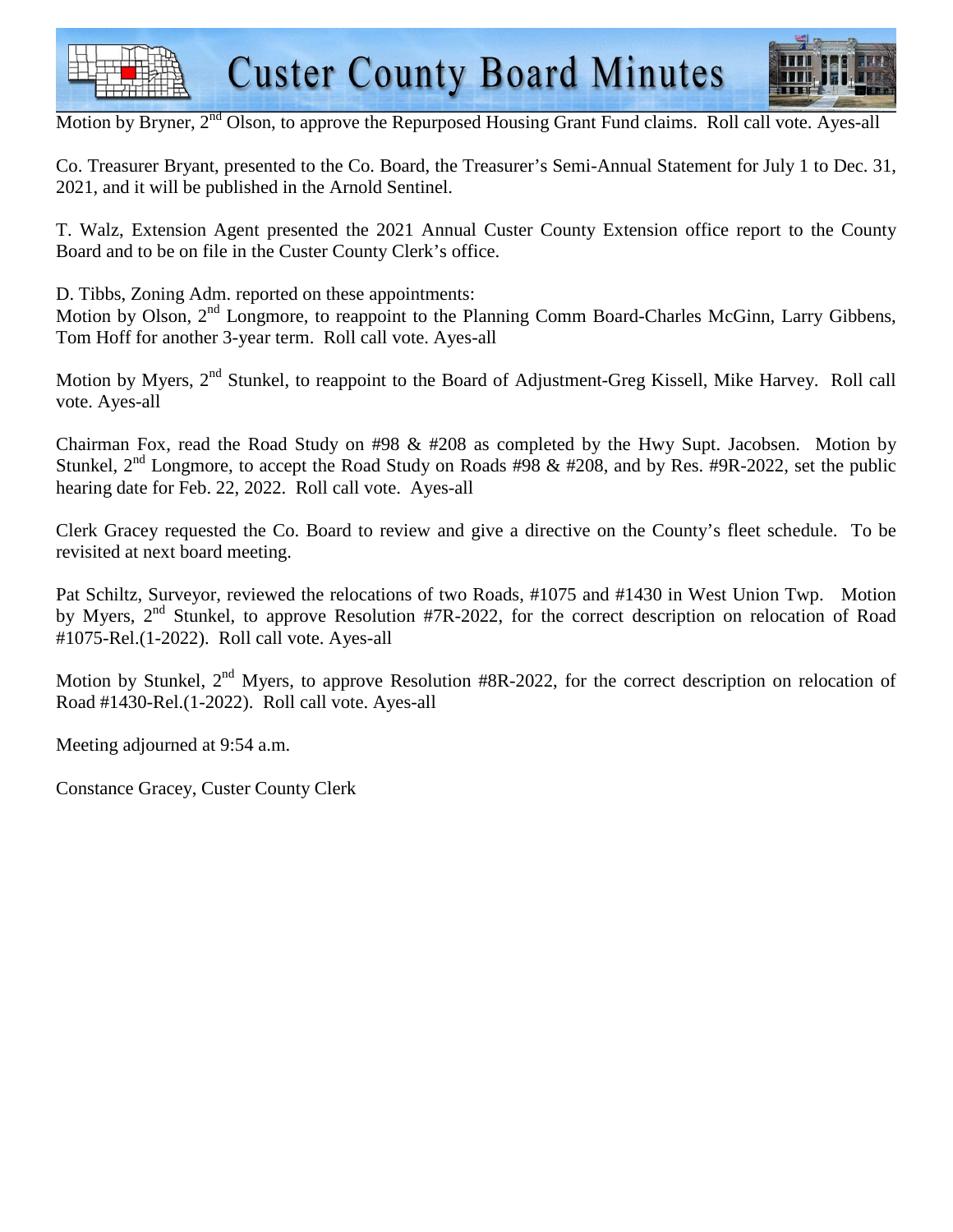Motion by Bryner, 2nd Olson, to approve the Repurposed Housing Grant Fund claims. Roll call vote. Ayes-all

Co. Treasurer Bryant, presented to the Co. Board, the Treasurer's Semi-Annual Statement for July 1 to Dec. 31, 2021, and it will be published in the Arnold Sentinel.

T. Walz, Extension Agent presented the 2021 Annual Custer County Extension office report to the County Board and to be on file in the Custer County Clerk's office.

D. Tibbs, Zoning Adm. reported on these appointments:
Motion by Olson, 2nd Longmore, to reappoint to the Planning Comm Board-Charles McGinn, Larry Gibbens, Tom Hoff for another 3-year term. Roll call vote. Ayes-all

Motion by Myers, 2nd Stunkel, to reappoint to the Board of Adjustment-Greg Kissell, Mike Harvey. Roll call vote. Ayes-all

Chairman Fox, read the Road Study on #98 & #208 as completed by the Hwy Supt. Jacobsen. Motion by Stunkel, 2nd Longmore, to accept the Road Study on Roads #98 & #208, and by Res. #9R-2022, set the public hearing date for Feb. 22, 2022. Roll call vote. Ayes-all

Clerk Gracey requested the Co. Board to review and give a directive on the County's fleet schedule. To be revisited at next board meeting.

Pat Schiltz, Surveyor, reviewed the relocations of two Roads, #1075 and #1430 in West Union Twp. Motion by Myers, 2nd Stunkel, to approve Resolution #7R-2022, for the correct description on relocation of Road #1075-Rel.(1-2022). Roll call vote. Ayes-all

Motion by Stunkel, 2nd Myers, to approve Resolution #8R-2022, for the correct description on relocation of Road #1430-Rel.(1-2022). Roll call vote. Ayes-all

Meeting adjourned at 9:54 a.m.

Constance Gracey, Custer County Clerk